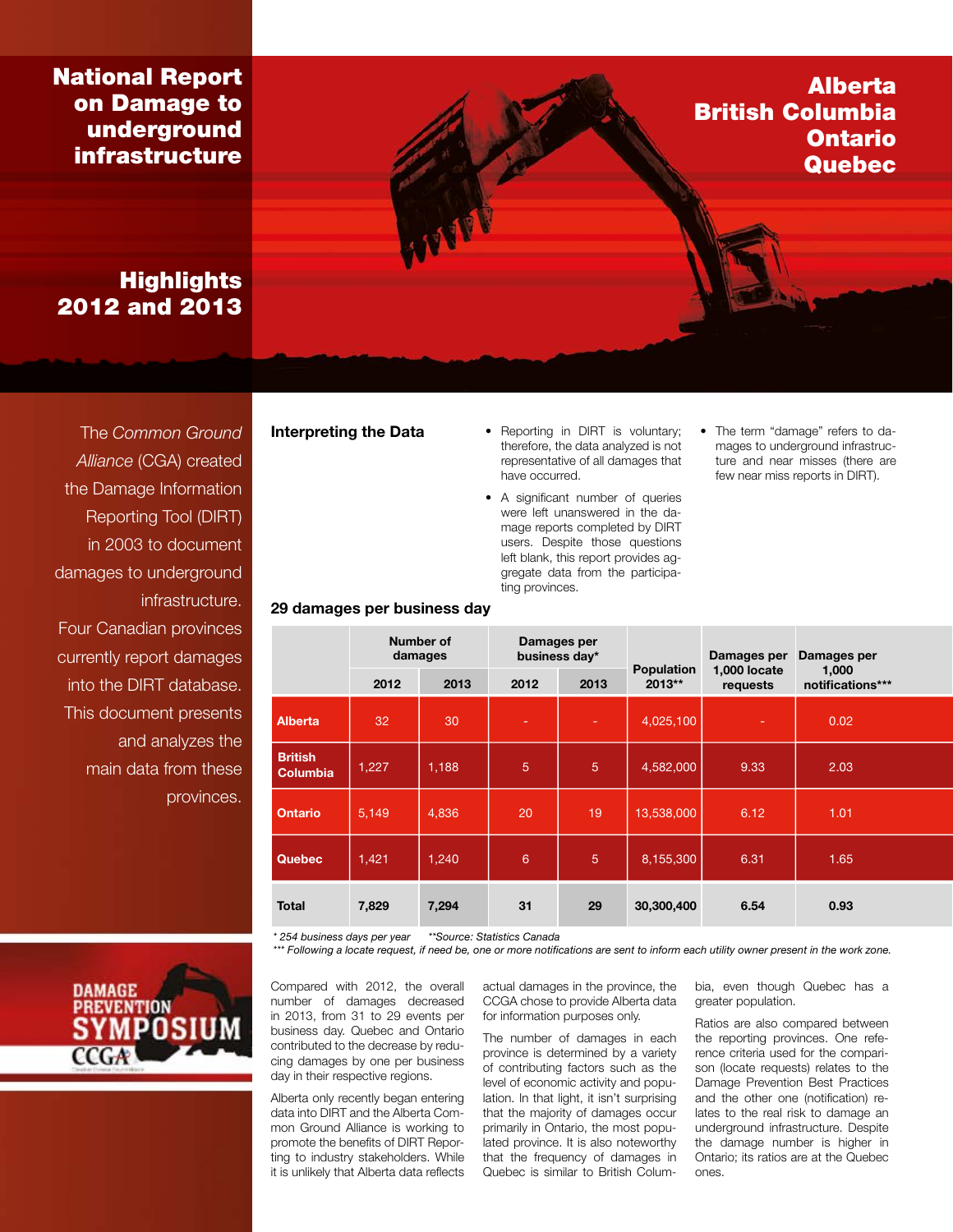# National Report on Damage to underground infrastructure

## Alberta British Columbia Ontario Quebec

## Highlights 2012 and 2013

The *Common Ground Alliance* (CGA) created the Damage Information Reporting Tool (DIRT) in 2003 to document damages to underground infrastructure. Four Canadian provinces currently report damages into the DIRT database. This document presents and analyzes the main data from these provinces.

### Interpreting the Data

- Reporting in DIRT is voluntary; therefore, the data analyzed is not representative of all damages that have occurred.
- A significant number of queries were left unanswered in the damage reports completed by DIRT users. Despite those questions left blank, this report provides aggregate data from the participating provinces.
- The term "damage" refers to damages to underground infrastructure and near misses (there are few near miss reports in DIRT).

### 29 damages per business day

| | Number of damages | | Damages per business day* | | Population 2013** | Damages per 1,000 locate requests | Damages per 1,000 notifications*** |
|---|---|---|---|---|---|---|---|
| | 2012 | 2013 | 2012 | 2013 | | | |
| **Alberta** | 32 | 30 | - | - | 4,025,100 | - | 0.02 |
| **British Columbia** | 1,227 | 1,188 | 5 | 5 | 4,582,000 | 9.33 | 2.03 |
| **Ontario** | 5,149 | 4,836 | 20 | 19 | 13,538,000 | 6.12 | 1.01 |
| **Quebec** | 1,421 | 1,240 | 6 | 5 | 8,155,300 | 6.31 | 1.65 |
| **Total** | **7,829** | **7,294** | **31** | **29** | **30,300,400** | **6.54** | **0.93** |

*\* 254 business days per year* *\*\*Source: Statistics Canada*
*\*\*\* Following a locate request, if need be, one or more notifications are sent to inform each utility owner present in the work zone.*

Compared with 2012, the overall number of damages decreased in 2013, from 31 to 29 events per business day. Quebec and Ontario contributed to the decrease by reducing damages by one per business day in their respective regions.

Alberta only recently began entering data into DIRT and the Alberta Common Ground Alliance is working to promote the benefits of DIRT Reporting to industry stakeholders. While it is unlikely that Alberta data reflects actual damages in the province, the CCGA chose to provide Alberta data for information purposes only.

The number of damages in each province is determined by a variety of contributing factors such as the level of economic activity and population. In that light, it isn't surprising that the majority of damages occur primarily in Ontario, the most populated province. It is also noteworthy that the frequency of damages in Quebec is similar to British Columbia, even though Quebec has a greater population.

Ratios are also compared between the reporting provinces. One reference criteria used for the comparison (locate requests) relates to the Damage Prevention Best Practices and the other one (notification) relates to the real risk to damage an underground infrastructure. Despite the damage number is higher in Ontario; its ratios are at the Quebec ones.

DAMAGE PREVENTION SYMPOSIUM CCGA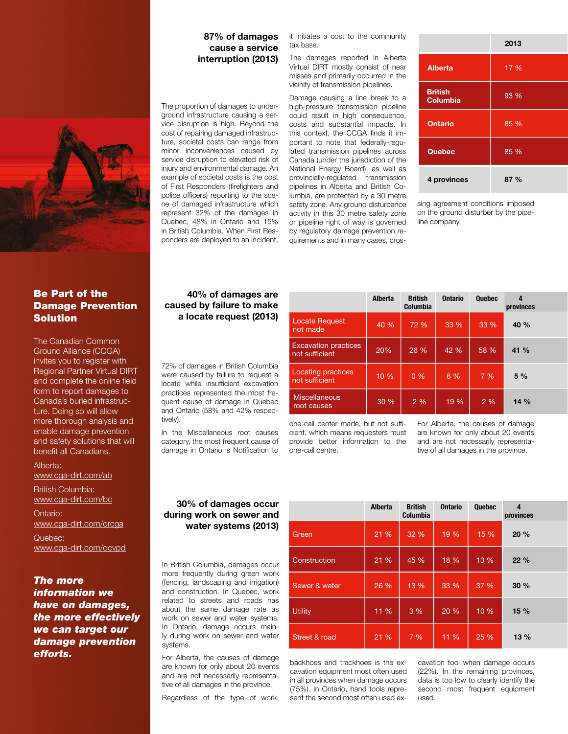## 87% of damages cause a service interruption (2013)

The proportion of damages to underground infrastructure causing a service disruption is high. Beyond the cost of repairing damaged infrastructure, societal costs can range from minor inconveniences caused by service disruption to elevated risk of injury and environmental damage. An example of societal costs is the cost of First Responders (firefighters and police officers) reporting to the scene of damaged infrastructure which represent 32% of the damages in Quebec, 48% in Ontario and 15% in British Columbia. When First Responders are deployed to an incident, it initiates a cost to the community tax base.

The damages reported in Alberta Virtual DIRT mostly consist of near misses and primarily occurred in the vicinity of transmission pipelines.

Damage causing a line break to a high-pressure transmission pipeline could result in high consequence, costs and substantial impacts. In this context, the CCGA finds it important to note that federally-regulated transmission pipelines across Canada (under the jurisdiction of the National Energy Board), as well as provincially-regulated transmission pipelines in Alberta and British Columbia, are protected by a 30 metre safety zone. Any ground disturbance activity in this 30 metre safety zone or pipeline right of way is governed by regulatory damage prevention requirements and in many cases, crossing agreement conditions imposed on the ground disturber by the pipeline company.

| | 2013 |
|---|---|
| Alberta | 17 % |
| British Columbia | 93 % |
| Ontario | 85 % |
| Quebec | 85 % |
| 4 provinces | 87 % |

## 40% of damages are caused by failure to make a locate request (2013)

72% of damages in British Columbia were caused by failure to request a locate while insufficient excavation practices represented the most frequent cause of damage in Quebec and Ontario (58% and 42% respectively).

In the Miscellaneous root causes category, the most frequent cause of damage in Ontario is Notification to one-call center made, but not sufficient, which means requesters must provide better information to the one-call centre.

For Alberta, the causes of damage are known for only about 20 events and are not necessarily representative of all damages in the province.

| | Alberta | British Columbia | Ontario | Quebec | 4 provinces |
|---|---|---|---|---|---|
| Locate Request not made | 40 % | 72 % | 33 % | 33 % | 40 % |
| Excavation practices not sufficient | 20% | 26 % | 42 % | 58 % | 41 % |
| Locating practices not sufficient | 10 % | 0 % | 6 % | 7 % | 5 % |
| Miscellaneous root causes | 30 % | 2 % | 19 % | 2 % | 14 % |

## 30% of damages occur during work on sewer and water systems (2013)

In British Columbia, damages occur more frequently during green work (fencing, landscaping and irrigation) and construction. In Quebec, work related to streets and roads has about the same damage rate as work on sewer and water systems. In Ontario, damage occurs mainly during work on sewer and water systems.

For Alberta, the causes of damage are known for only about 20 events and are not necessarily representative of all damages in the province.

Regardless of the type of work, backhoes and trackhoes is the excavation equipment most often used in all provinces when damage occurs (75%). In Ontario, hand tools represent the second most often used excavation tool when damage occurs (22%). In the remaining provinces, data is too low to clearly identify the second most frequent equipment used.

| | Alberta | British Columbia | Ontario | Quebec | 4 provinces |
|---|---|---|---|---|---|
| Green | 21 % | 32 % | 19 % | 15 % | 20 % |
| Construction | 21 % | 45 % | 18 % | 13 % | 22 % |
| Sewer & water | 26 % | 13 % | 33 % | 37 % | 30 % |
| Utility | 11 % | 3 % | 20 % | 10 % | 15 % |
| Street & road | 21 % | 7 % | 11 % | 25 % | 13 % |

## Be Part of the Damage Prevention Solution

The Canadian Common Ground Alliance (CCGA) invites you to register with Regional Partner Virtual DIRT and complete the online field form to report damages to Canada's buried infrastructure. Doing so will allow more thorough analysis and enable damage prevention and safety solutions that will benefit all Canadians.

Alberta:
www.cga-dirt.com/ab

British Columbia:
www.cga-dirt.com/bc

Ontario:
www.cga-dirt.com/orcga

Quebec:
www.cga-dirt.com/qcvpd

***The more information we have on damages, the more effectively we can target our damage prevention efforts.***